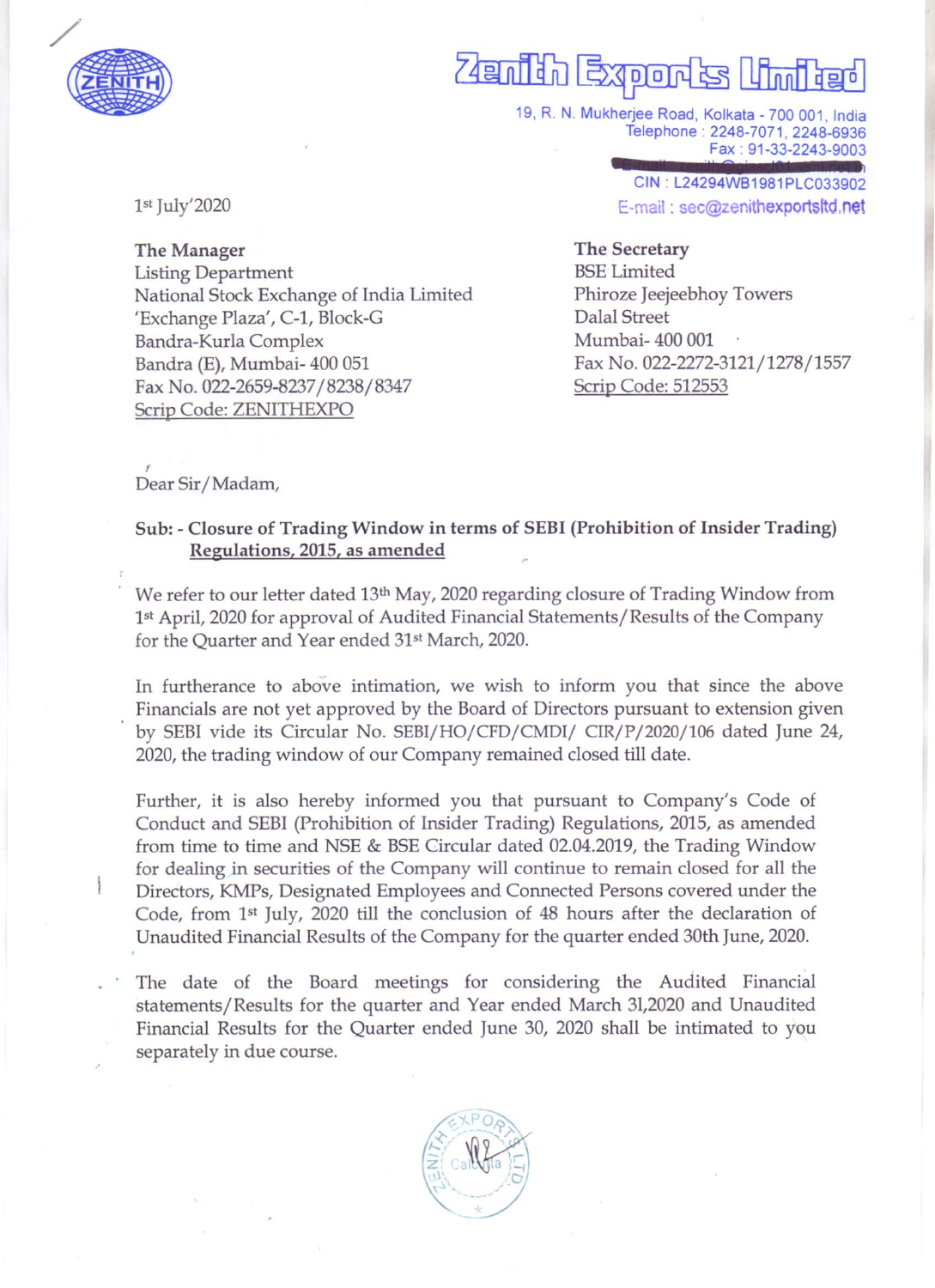# Zenith Exports Limited

19, R. N. Mukherjee Road, Kolkata - 700 001, India
Telephone : 2248-7071, 2248-6936
Fax : 91-33-2243-9003
CIN : L24294WB1981PLC033902
E-mail : sec@zenithexportsltd.net

1st July'2020

**The Manager**
Listing Department
National Stock Exchange of India Limited
'Exchange Plaza', C-1, Block-G
Bandra-Kurla Complex
Bandra (E), Mumbai- 400 051
Fax No. 022-2659-8237/8238/8347
Scrip Code: ZENITHEXPO

**The Secretary**
BSE Limited
Phiroze Jeejeebhoy Towers
Dalal Street
Mumbai- 400 001
Fax No. 022-2272-3121/1278/1557
Scrip Code: 512553

Dear Sir/Madam,

**Sub: - Closure of Trading Window in terms of SEBI (Prohibition of Insider Trading) Regulations, 2015, as amended**

We refer to our letter dated 13th May, 2020 regarding closure of Trading Window from 1st April, 2020 for approval of Audited Financial Statements/Results of the Company for the Quarter and Year ended 31st March, 2020.

In furtherance to above intimation, we wish to inform you that since the above Financials are not yet approved by the Board of Directors pursuant to extension given by SEBI vide its Circular No. SEBI/HO/CFD/CMDI/ CIR/P/2020/106 dated June 24, 2020, the trading window of our Company remained closed till date.

Further, it is also hereby informed you that pursuant to Company's Code of Conduct and SEBI (Prohibition of Insider Trading) Regulations, 2015, as amended from time to time and NSE & BSE Circular dated 02.04.2019, the Trading Window for dealing in securities of the Company will continue to remain closed for all the Directors, KMPs, Designated Employees and Connected Persons covered under the Code, from 1st July, 2020 till the conclusion of 48 hours after the declaration of Unaudited Financial Results of the Company for the quarter ended 30th June, 2020.

The date of the Board meetings for considering the Audited Financial statements/Results for the quarter and Year ended March 31,2020 and Unaudited Financial Results for the Quarter ended June 30, 2020 shall be intimated to you separately in due course.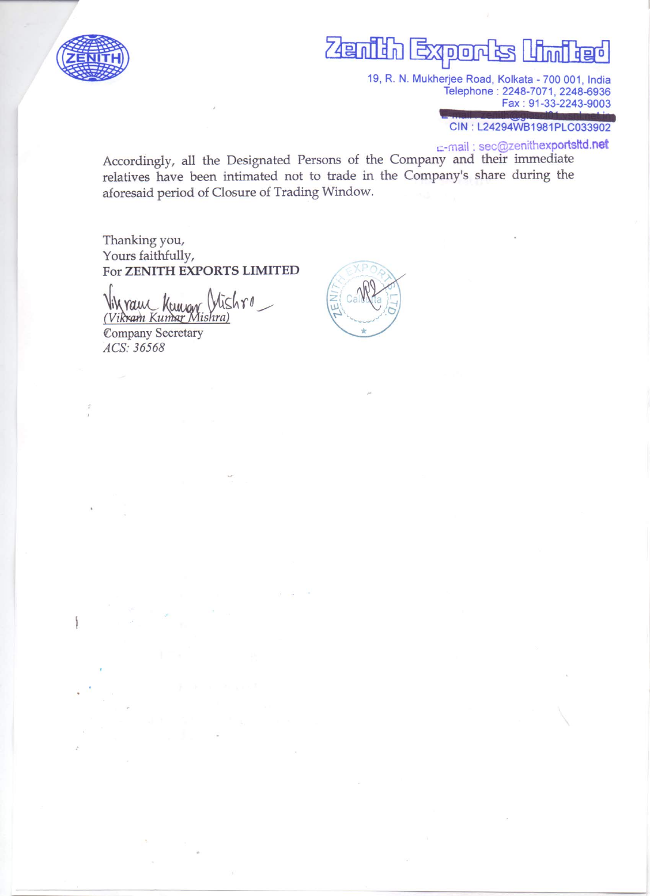Accordingly, all the Designated Persons of the Company and their immediate relatives have been intimated not to trade in the Company's share during the aforesaid period of Closure of Trading Window.

Thanking you,
Yours faithfully,
For **ZENITH EXPORTS LIMITED**

*(Vikram Kumar Mishra)*
Company Secretary
*ACS: 36568*